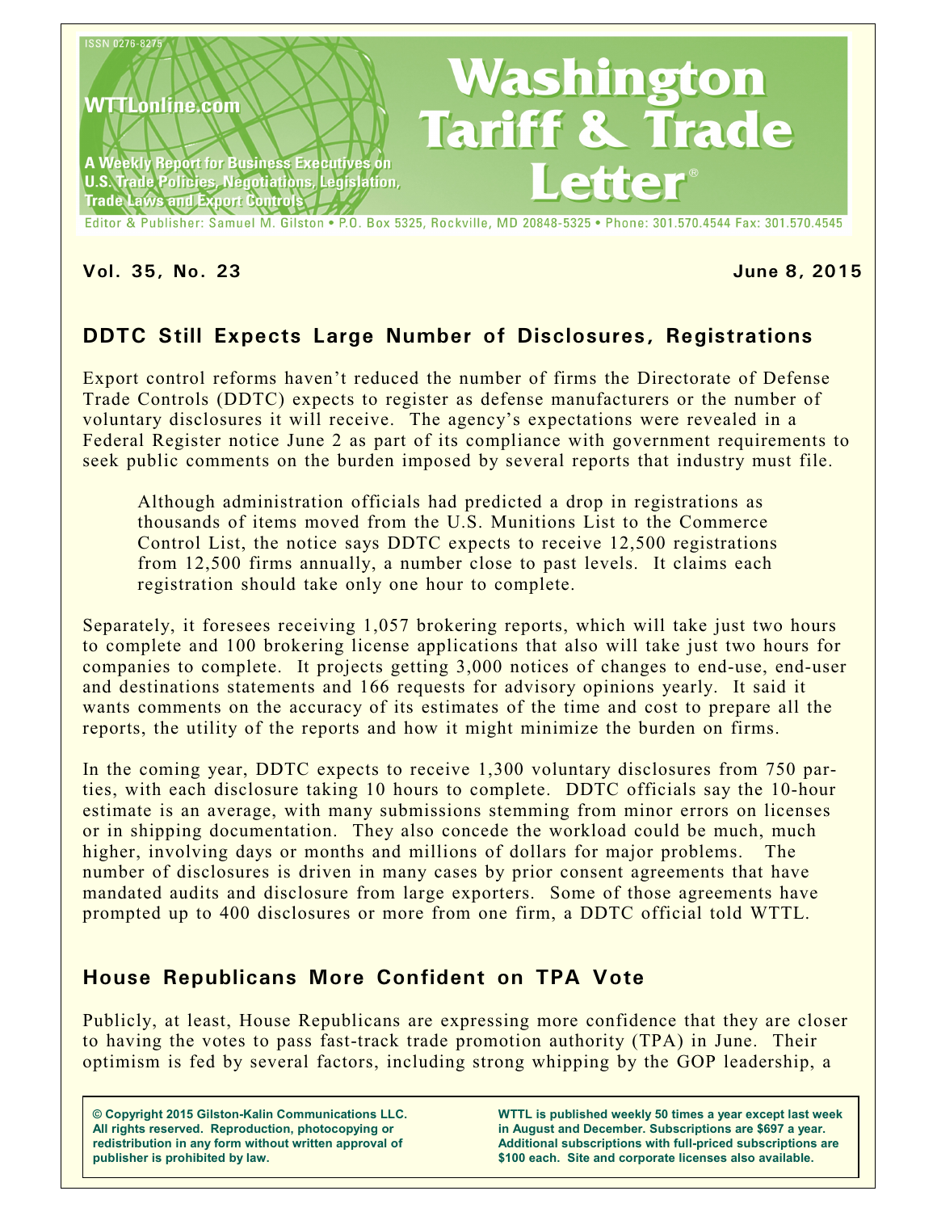ISSN 0276-8275

WTTLonline.com

A Weekly Report for Business Executives on U.S. Trade Policies, Negotiations, Legislation, Trade Laws and Export Controls

# Washington Tariff & Trade Letter®

Editor & Publisher: Samuel M. Gilston • P.O. Box 5325, Rockville, MD 20848-5325 • Phone: 301.570.4544 Fax: 301.570.4545

**Vol. 35, No. 23** **June 8, 2015**

## DDTC Still Expects Large Number of Disclosures, Registrations

Export control reforms haven't reduced the number of firms the Directorate of Defense Trade Controls (DDTC) expects to register as defense manufacturers or the number of voluntary disclosures it will receive. The agency's expectations were revealed in a Federal Register notice June 2 as part of its compliance with government requirements to seek public comments on the burden imposed by several reports that industry must file.

> Although administration officials had predicted a drop in registrations as thousands of items moved from the U.S. Munitions List to the Commerce Control List, the notice says DDTC expects to receive 12,500 registrations from 12,500 firms annually, a number close to past levels. It claims each registration should take only one hour to complete.

Separately, it foresees receiving 1,057 brokering reports, which will take just two hours to complete and 100 brokering license applications that also will take just two hours for companies to complete. It projects getting 3,000 notices of changes to end-use, end-user and destinations statements and 166 requests for advisory opinions yearly. It said it wants comments on the accuracy of its estimates of the time and cost to prepare all the reports, the utility of the reports and how it might minimize the burden on firms.

In the coming year, DDTC expects to receive 1,300 voluntary disclosures from 750 parties, with each disclosure taking 10 hours to complete. DDTC officials say the 10-hour estimate is an average, with many submissions stemming from minor errors on licenses or in shipping documentation. They also concede the workload could be much, much higher, involving days or months and millions of dollars for major problems. The number of disclosures is driven in many cases by prior consent agreements that have mandated audits and disclosure from large exporters. Some of those agreements have prompted up to 400 disclosures or more from one firm, a DDTC official told WTTL.

## House Republicans More Confident on TPA Vote

Publicly, at least, House Republicans are expressing more confidence that they are closer to having the votes to pass fast-track trade promotion authority (TPA) in June. Their optimism is fed by several factors, including strong whipping by the GOP leadership, a

**© Copyright 2015 Gilston-Kalin Communications LLC. All rights reserved. Reproduction, photocopying or redistribution in any form without written approval of publisher is prohibited by law.**

**WTTL is published weekly 50 times a year except last week in August and December. Subscriptions are $697 a year. Additional subscriptions with full-priced subscriptions are $100 each. Site and corporate licenses also available.**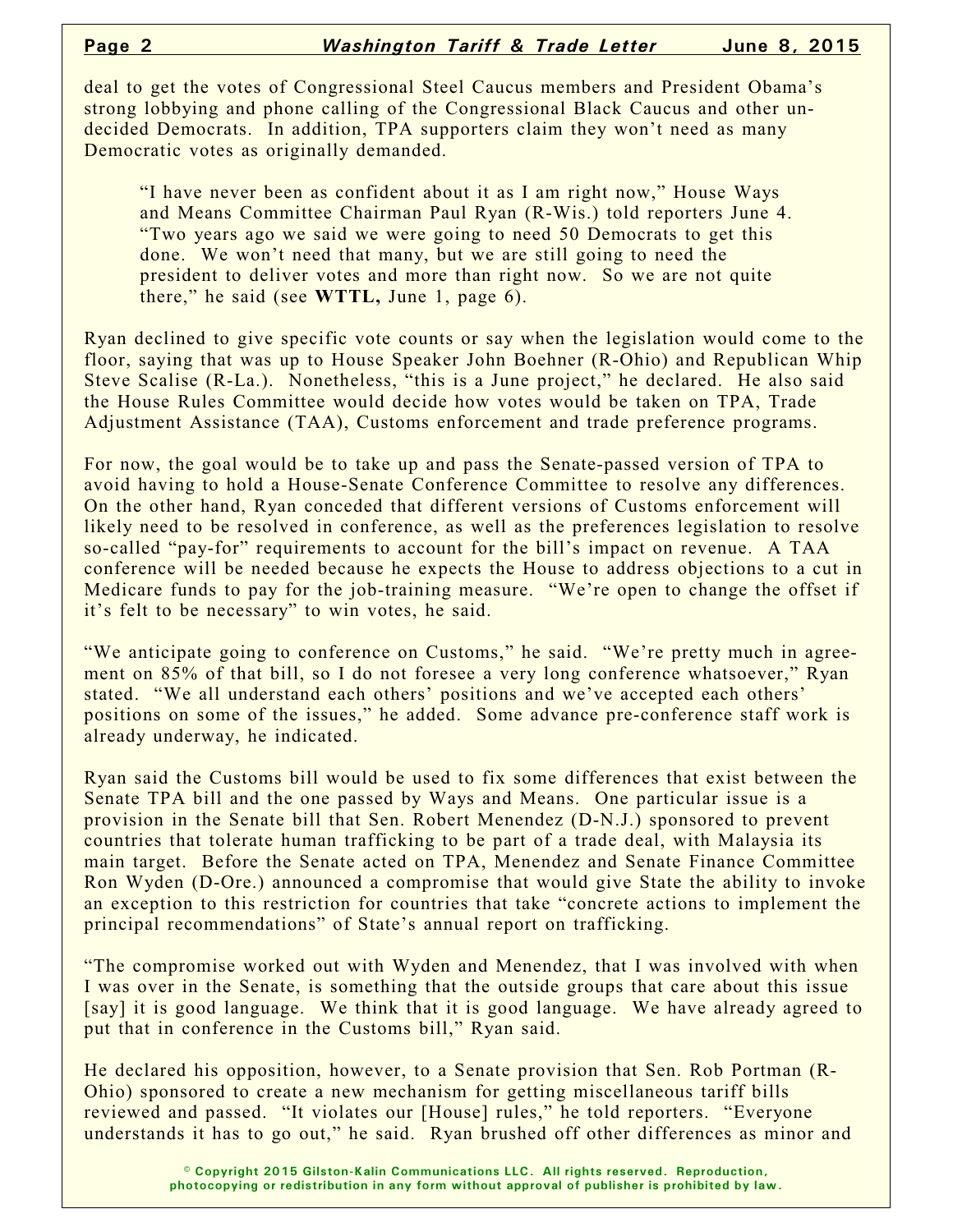deal to get the votes of Congressional Steel Caucus members and President Obama's strong lobbying and phone calling of the Congressional Black Caucus and other undecided Democrats. In addition, TPA supporters claim they won't need as many Democratic votes as originally demanded.

> "I have never been as confident about it as I am right now," House Ways and Means Committee Chairman Paul Ryan (R-Wis.) told reporters June 4. "Two years ago we said we were going to need 50 Democrats to get this done. We won't need that many, but we are still going to need the president to deliver votes and more than right now. So we are not quite there," he said (see **WTTL,** June 1, page 6).

Ryan declined to give specific vote counts or say when the legislation would come to the floor, saying that was up to House Speaker John Boehner (R-Ohio) and Republican Whip Steve Scalise (R-La.). Nonetheless, "this is a June project," he declared. He also said the House Rules Committee would decide how votes would be taken on TPA, Trade Adjustment Assistance (TAA), Customs enforcement and trade preference programs.

For now, the goal would be to take up and pass the Senate-passed version of TPA to avoid having to hold a House-Senate Conference Committee to resolve any differences. On the other hand, Ryan conceded that different versions of Customs enforcement will likely need to be resolved in conference, as well as the preferences legislation to resolve so-called "pay-for" requirements to account for the bill's impact on revenue. A TAA conference will be needed because he expects the House to address objections to a cut in Medicare funds to pay for the job-training measure. "We're open to change the offset if it's felt to be necessary" to win votes, he said.

"We anticipate going to conference on Customs," he said. "We're pretty much in agreement on 85% of that bill, so I do not foresee a very long conference whatsoever," Ryan stated. "We all understand each others' positions and we've accepted each others' positions on some of the issues," he added. Some advance pre-conference staff work is already underway, he indicated.

Ryan said the Customs bill would be used to fix some differences that exist between the Senate TPA bill and the one passed by Ways and Means. One particular issue is a provision in the Senate bill that Sen. Robert Menendez (D-N.J.) sponsored to prevent countries that tolerate human trafficking to be part of a trade deal, with Malaysia its main target. Before the Senate acted on TPA, Menendez and Senate Finance Committee Ron Wyden (D-Ore.) announced a compromise that would give State the ability to invoke an exception to this restriction for countries that take "concrete actions to implement the principal recommendations" of State's annual report on trafficking.

"The compromise worked out with Wyden and Menendez, that I was involved with when I was over in the Senate, is something that the outside groups that care about this issue [say] it is good language. We think that it is good language. We have already agreed to put that in conference in the Customs bill," Ryan said.

He declared his opposition, however, to a Senate provision that Sen. Rob Portman (R-Ohio) sponsored to create a new mechanism for getting miscellaneous tariff bills reviewed and passed. "It violates our [House] rules," he told reporters. "Everyone understands it has to go out," he said. Ryan brushed off other differences as minor and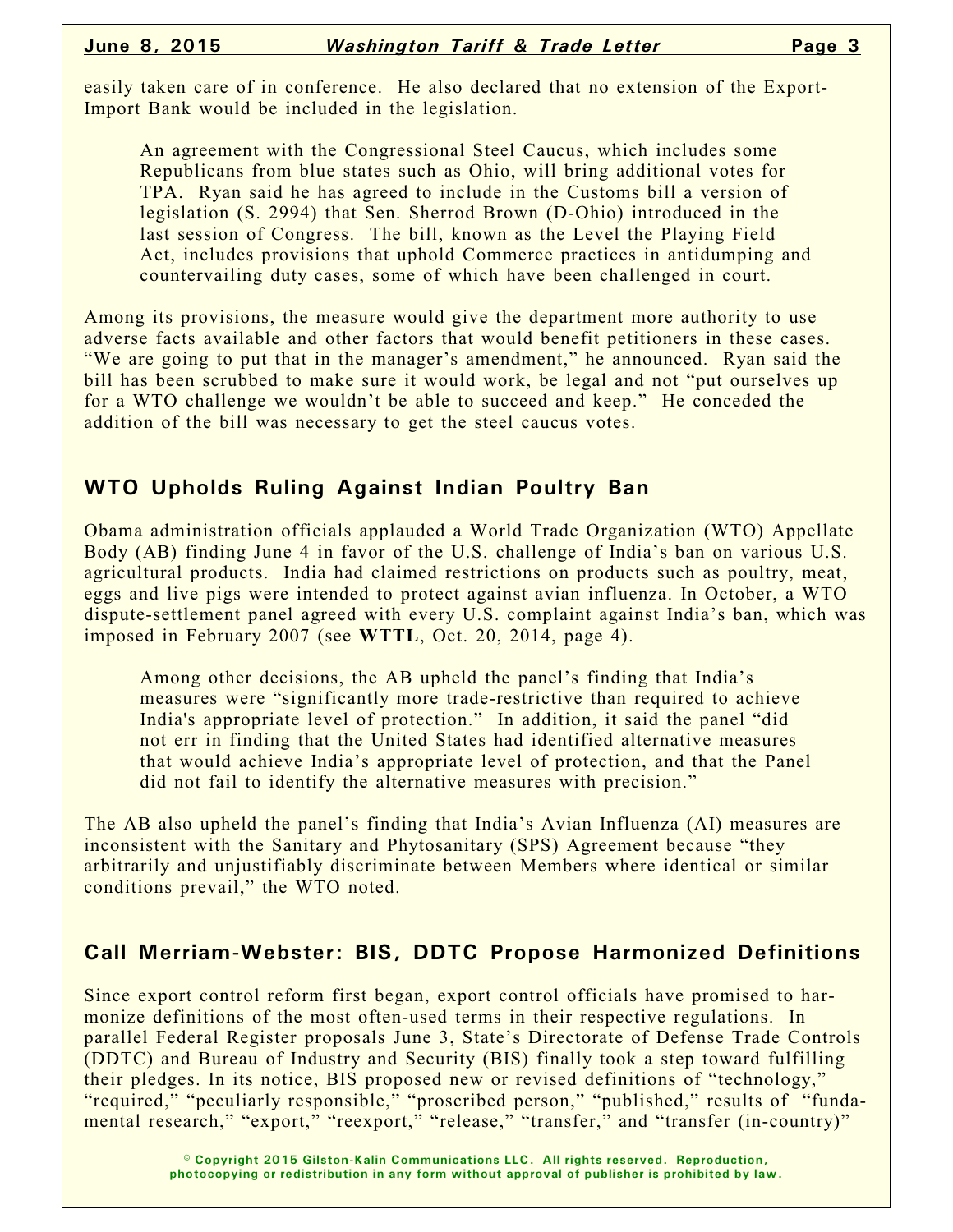easily taken care of in conference. He also declared that no extension of the Export-Import Bank would be included in the legislation.

An agreement with the Congressional Steel Caucus, which includes some Republicans from blue states such as Ohio, will bring additional votes for TPA. Ryan said he has agreed to include in the Customs bill a version of legislation (S. 2994) that Sen. Sherrod Brown (D-Ohio) introduced in the last session of Congress. The bill, known as the Level the Playing Field Act, includes provisions that uphold Commerce practices in antidumping and countervailing duty cases, some of which have been challenged in court.

Among its provisions, the measure would give the department more authority to use adverse facts available and other factors that would benefit petitioners in these cases. "We are going to put that in the manager's amendment," he announced. Ryan said the bill has been scrubbed to make sure it would work, be legal and not "put ourselves up for a WTO challenge we wouldn't be able to succeed and keep." He conceded the addition of the bill was necessary to get the steel caucus votes.

## WTO Upholds Ruling Against Indian Poultry Ban

Obama administration officials applauded a World Trade Organization (WTO) Appellate Body (AB) finding June 4 in favor of the U.S. challenge of India's ban on various U.S. agricultural products. India had claimed restrictions on products such as poultry, meat, eggs and live pigs were intended to protect against avian influenza. In October, a WTO dispute-settlement panel agreed with every U.S. complaint against India's ban, which was imposed in February 2007 (see **WTTL**, Oct. 20, 2014, page 4).

Among other decisions, the AB upheld the panel's finding that India's measures were "significantly more trade-restrictive than required to achieve India's appropriate level of protection." In addition, it said the panel "did not err in finding that the United States had identified alternative measures that would achieve India's appropriate level of protection, and that the Panel did not fail to identify the alternative measures with precision."

The AB also upheld the panel's finding that India's Avian Influenza (AI) measures are inconsistent with the Sanitary and Phytosanitary (SPS) Agreement because "they arbitrarily and unjustifiably discriminate between Members where identical or similar conditions prevail," the WTO noted.

## Call Merriam-Webster: BIS, DDTC Propose Harmonized Definitions

Since export control reform first began, export control officials have promised to harmonize definitions of the most often-used terms in their respective regulations. In parallel Federal Register proposals June 3, State's Directorate of Defense Trade Controls (DDTC) and Bureau of Industry and Security (BIS) finally took a step toward fulfilling their pledges. In its notice, BIS proposed new or revised definitions of "technology," "required," "peculiarly responsible," "proscribed person," "published," results of "fundamental research," "export," "reexport," "release," "transfer," and "transfer (in-country)"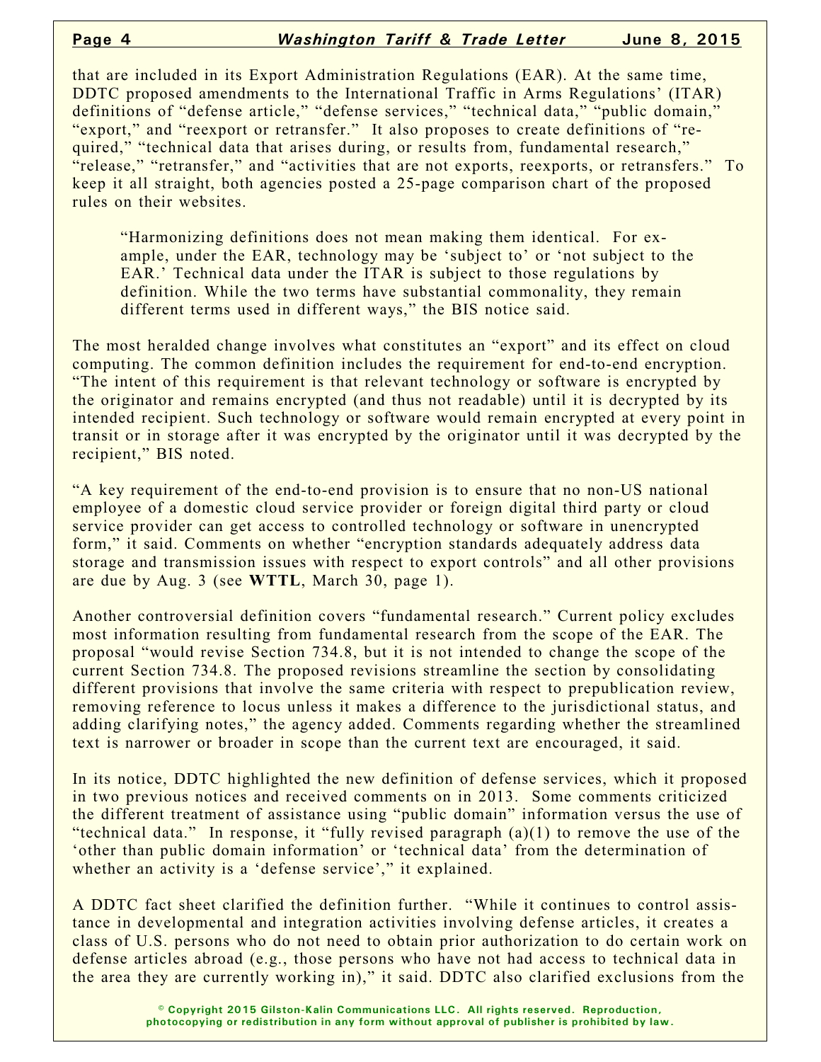that are included in its Export Administration Regulations (EAR). At the same time, DDTC proposed amendments to the International Traffic in Arms Regulations' (ITAR) definitions of "defense article," "defense services," "technical data," "public domain," "export," and "reexport or retransfer." It also proposes to create definitions of "required," "technical data that arises during, or results from, fundamental research," "release," "retransfer," and "activities that are not exports, reexports, or retransfers." To keep it all straight, both agencies posted a 25-page comparison chart of the proposed rules on their websites.

> "Harmonizing definitions does not mean making them identical. For example, under the EAR, technology may be 'subject to' or 'not subject to the EAR.' Technical data under the ITAR is subject to those regulations by definition. While the two terms have substantial commonality, they remain different terms used in different ways," the BIS notice said.

The most heralded change involves what constitutes an "export" and its effect on cloud computing. The common definition includes the requirement for end-to-end encryption. "The intent of this requirement is that relevant technology or software is encrypted by the originator and remains encrypted (and thus not readable) until it is decrypted by its intended recipient. Such technology or software would remain encrypted at every point in transit or in storage after it was encrypted by the originator until it was decrypted by the recipient," BIS noted.

"A key requirement of the end-to-end provision is to ensure that no non-US national employee of a domestic cloud service provider or foreign digital third party or cloud service provider can get access to controlled technology or software in unencrypted form," it said. Comments on whether "encryption standards adequately address data storage and transmission issues with respect to export controls" and all other provisions are due by Aug. 3 (see **WTTL**, March 30, page 1).

Another controversial definition covers "fundamental research." Current policy excludes most information resulting from fundamental research from the scope of the EAR. The proposal "would revise Section 734.8, but it is not intended to change the scope of the current Section 734.8. The proposed revisions streamline the section by consolidating different provisions that involve the same criteria with respect to prepublication review, removing reference to locus unless it makes a difference to the jurisdictional status, and adding clarifying notes," the agency added. Comments regarding whether the streamlined text is narrower or broader in scope than the current text are encouraged, it said.

In its notice, DDTC highlighted the new definition of defense services, which it proposed in two previous notices and received comments on in 2013. Some comments criticized the different treatment of assistance using "public domain" information versus the use of "technical data." In response, it "fully revised paragraph (a)(1) to remove the use of the 'other than public domain information' or 'technical data' from the determination of whether an activity is a 'defense service'," it explained.

A DDTC fact sheet clarified the definition further. "While it continues to control assistance in developmental and integration activities involving defense articles, it creates a class of U.S. persons who do not need to obtain prior authorization to do certain work on defense articles abroad (e.g., those persons who have not had access to technical data in the area they are currently working in)," it said. DDTC also clarified exclusions from the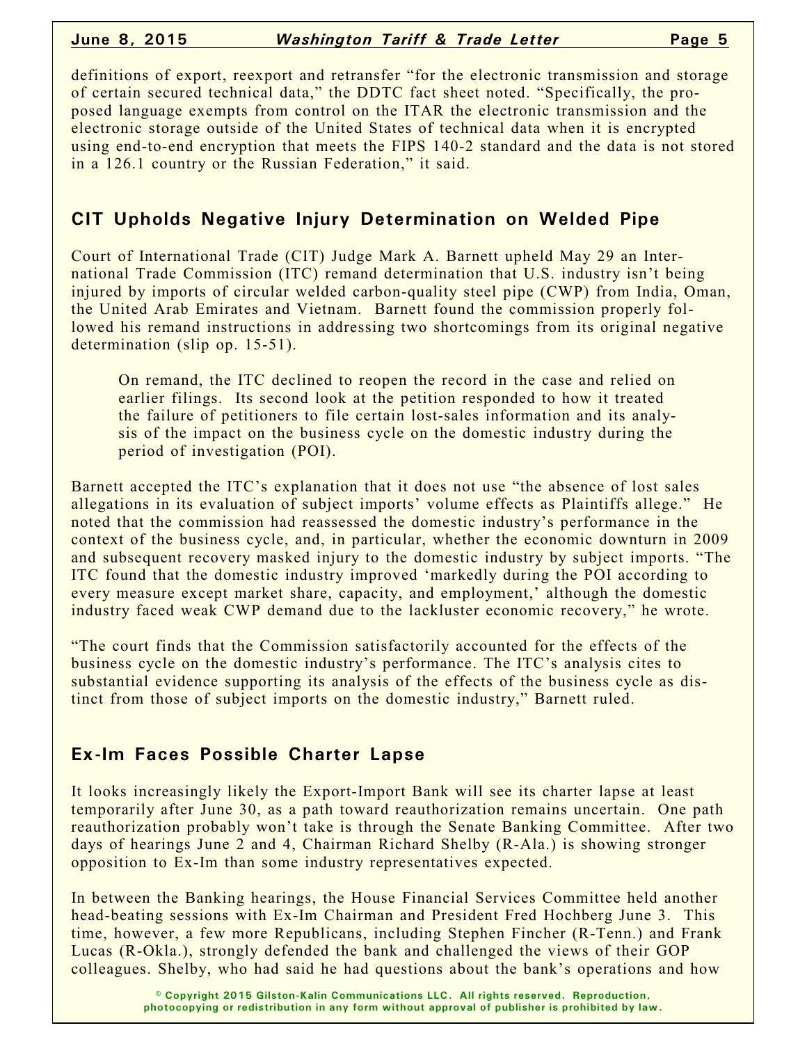definitions of export, reexport and retransfer "for the electronic transmission and storage of certain secured technical data," the DDTC fact sheet noted. "Specifically, the proposed language exempts from control on the ITAR the electronic transmission and the electronic storage outside of the United States of technical data when it is encrypted using end-to-end encryption that meets the FIPS 140-2 standard and the data is not stored in a 126.1 country or the Russian Federation," it said.

## CIT Upholds Negative Injury Determination on Welded Pipe

Court of International Trade (CIT) Judge Mark A. Barnett upheld May 29 an International Trade Commission (ITC) remand determination that U.S. industry isn't being injured by imports of circular welded carbon-quality steel pipe (CWP) from India, Oman, the United Arab Emirates and Vietnam. Barnett found the commission properly followed his remand instructions in addressing two shortcomings from its original negative determination (slip op. 15-51).

> On remand, the ITC declined to reopen the record in the case and relied on earlier filings. Its second look at the petition responded to how it treated the failure of petitioners to file certain lost-sales information and its analysis of the impact on the business cycle on the domestic industry during the period of investigation (POI).

Barnett accepted the ITC's explanation that it does not use "the absence of lost sales allegations in its evaluation of subject imports' volume effects as Plaintiffs allege." He noted that the commission had reassessed the domestic industry's performance in the context of the business cycle, and, in particular, whether the economic downturn in 2009 and subsequent recovery masked injury to the domestic industry by subject imports. "The ITC found that the domestic industry improved 'markedly during the POI according to every measure except market share, capacity, and employment,' although the domestic industry faced weak CWP demand due to the lackluster economic recovery," he wrote.

"The court finds that the Commission satisfactorily accounted for the effects of the business cycle on the domestic industry's performance. The ITC's analysis cites to substantial evidence supporting its analysis of the effects of the business cycle as distinct from those of subject imports on the domestic industry," Barnett ruled.

## Ex-Im Faces Possible Charter Lapse

It looks increasingly likely the Export-Import Bank will see its charter lapse at least temporarily after June 30, as a path toward reauthorization remains uncertain. One path reauthorization probably won't take is through the Senate Banking Committee. After two days of hearings June 2 and 4, Chairman Richard Shelby (R-Ala.) is showing stronger opposition to Ex-Im than some industry representatives expected.

In between the Banking hearings, the House Financial Services Committee held another head-beating sessions with Ex-Im Chairman and President Fred Hochberg June 3. This time, however, a few more Republicans, including Stephen Fincher (R-Tenn.) and Frank Lucas (R-Okla.), strongly defended the bank and challenged the views of their GOP colleagues. Shelby, who had said he had questions about the bank's operations and how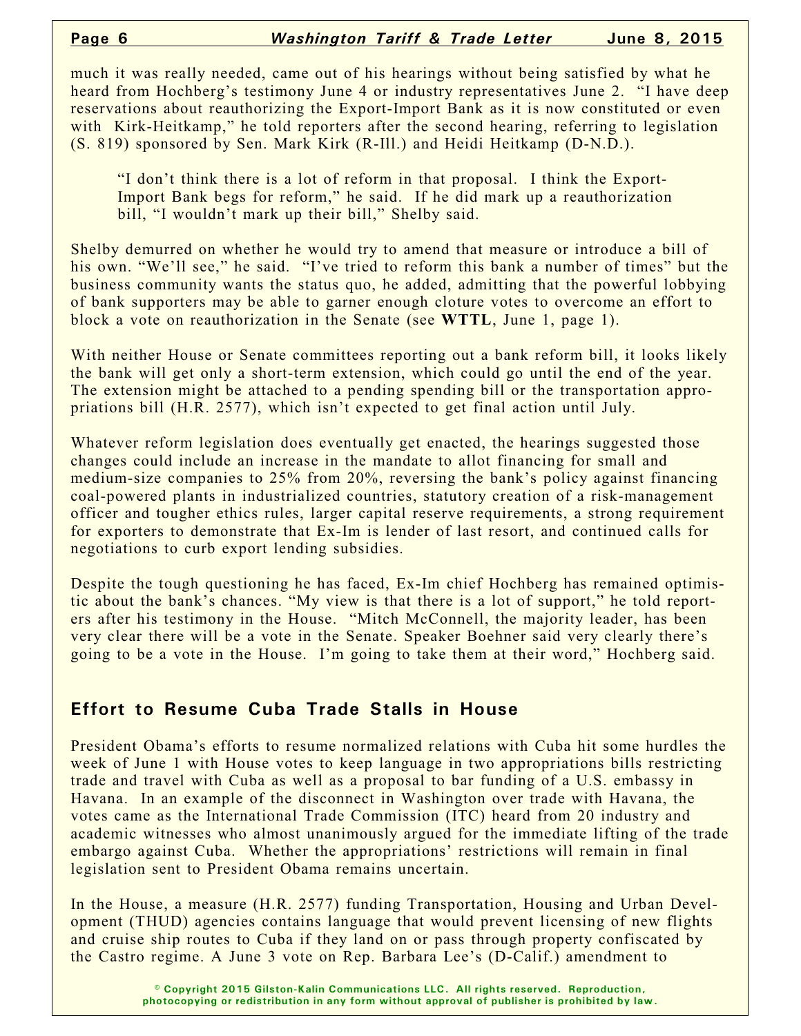much it was really needed, came out of his hearings without being satisfied by what he heard from Hochberg's testimony June 4 or industry representatives June 2. "I have deep reservations about reauthorizing the Export-Import Bank as it is now constituted or even with Kirk-Heitkamp," he told reporters after the second hearing, referring to legislation (S. 819) sponsored by Sen. Mark Kirk (R-Ill.) and Heidi Heitkamp (D-N.D.).

> "I don't think there is a lot of reform in that proposal. I think the Export-Import Bank begs for reform," he said. If he did mark up a reauthorization bill, "I wouldn't mark up their bill," Shelby said.

Shelby demurred on whether he would try to amend that measure or introduce a bill of his own. "We'll see," he said. "I've tried to reform this bank a number of times" but the business community wants the status quo, he added, admitting that the powerful lobbying of bank supporters may be able to garner enough cloture votes to overcome an effort to block a vote on reauthorization in the Senate (see **WTTL**, June 1, page 1).

With neither House or Senate committees reporting out a bank reform bill, it looks likely the bank will get only a short-term extension, which could go until the end of the year. The extension might be attached to a pending spending bill or the transportation appropriations bill (H.R. 2577), which isn't expected to get final action until July.

Whatever reform legislation does eventually get enacted, the hearings suggested those changes could include an increase in the mandate to allot financing for small and medium-size companies to 25% from 20%, reversing the bank's policy against financing coal-powered plants in industrialized countries, statutory creation of a risk-management officer and tougher ethics rules, larger capital reserve requirements, a strong requirement for exporters to demonstrate that Ex-Im is lender of last resort, and continued calls for negotiations to curb export lending subsidies.

Despite the tough questioning he has faced, Ex-Im chief Hochberg has remained optimistic about the bank's chances. "My view is that there is a lot of support," he told reporters after his testimony in the House. "Mitch McConnell, the majority leader, has been very clear there will be a vote in the Senate. Speaker Boehner said very clearly there's going to be a vote in the House. I'm going to take them at their word," Hochberg said.

## Effort to Resume Cuba Trade Stalls in House

President Obama's efforts to resume normalized relations with Cuba hit some hurdles the week of June 1 with House votes to keep language in two appropriations bills restricting trade and travel with Cuba as well as a proposal to bar funding of a U.S. embassy in Havana. In an example of the disconnect in Washington over trade with Havana, the votes came as the International Trade Commission (ITC) heard from 20 industry and academic witnesses who almost unanimously argued for the immediate lifting of the trade embargo against Cuba. Whether the appropriations' restrictions will remain in final legislation sent to President Obama remains uncertain.

In the House, a measure (H.R. 2577) funding Transportation, Housing and Urban Development (THUD) agencies contains language that would prevent licensing of new flights and cruise ship routes to Cuba if they land on or pass through property confiscated by the Castro regime. A June 3 vote on Rep. Barbara Lee's (D-Calif.) amendment to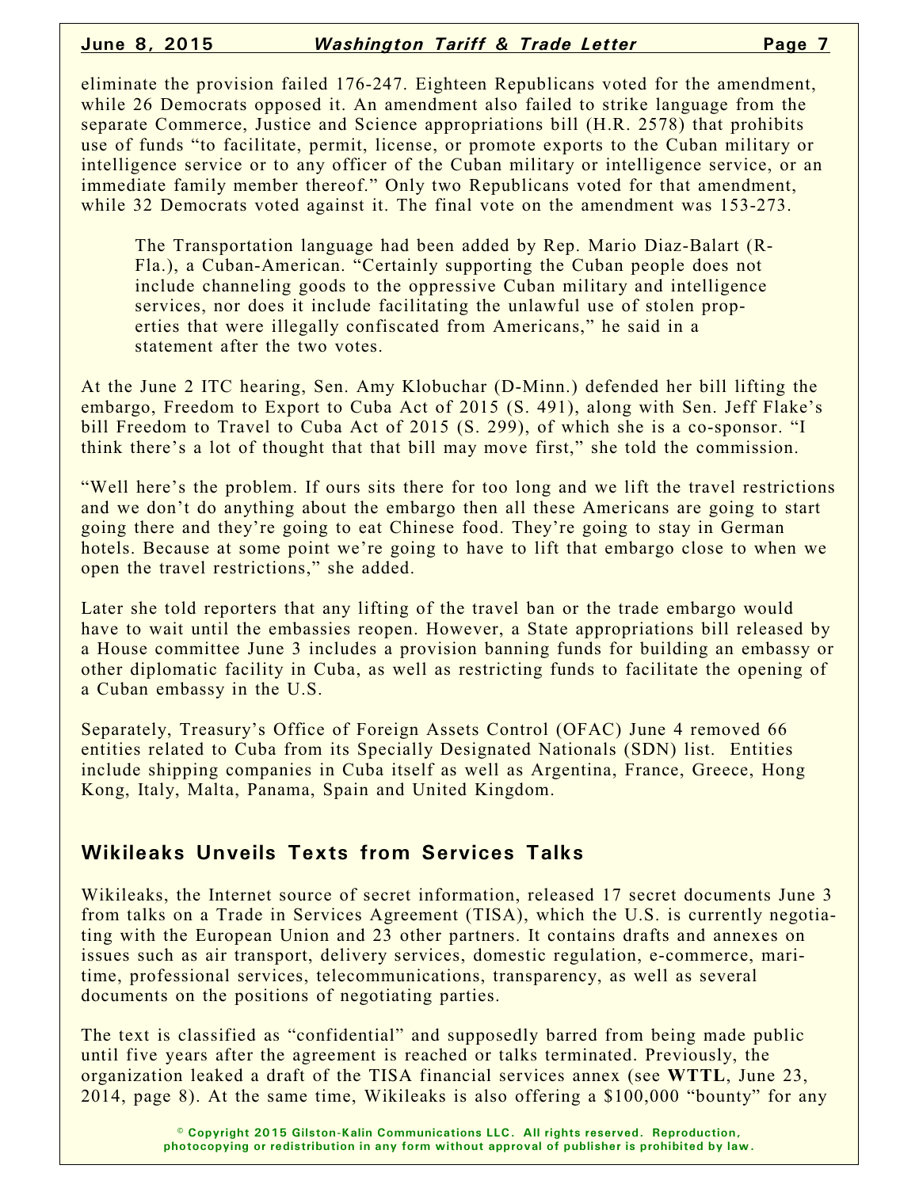eliminate the provision failed 176-247. Eighteen Republicans voted for the amendment, while 26 Democrats opposed it. An amendment also failed to strike language from the separate Commerce, Justice and Science appropriations bill (H.R. 2578) that prohibits use of funds "to facilitate, permit, license, or promote exports to the Cuban military or intelligence service or to any officer of the Cuban military or intelligence service, or an immediate family member thereof." Only two Republicans voted for that amendment, while 32 Democrats voted against it. The final vote on the amendment was 153-273.

> The Transportation language had been added by Rep. Mario Diaz-Balart (R-Fla.), a Cuban-American. "Certainly supporting the Cuban people does not include channeling goods to the oppressive Cuban military and intelligence services, nor does it include facilitating the unlawful use of stolen properties that were illegally confiscated from Americans," he said in a statement after the two votes.

At the June 2 ITC hearing, Sen. Amy Klobuchar (D-Minn.) defended her bill lifting the embargo, Freedom to Export to Cuba Act of 2015 (S. 491), along with Sen. Jeff Flake's bill Freedom to Travel to Cuba Act of 2015 (S. 299), of which she is a co-sponsor. "I think there's a lot of thought that that bill may move first," she told the commission.

"Well here's the problem. If ours sits there for too long and we lift the travel restrictions and we don't do anything about the embargo then all these Americans are going to start going there and they're going to eat Chinese food. They're going to stay in German hotels. Because at some point we're going to have to lift that embargo close to when we open the travel restrictions," she added.

Later she told reporters that any lifting of the travel ban or the trade embargo would have to wait until the embassies reopen. However, a State appropriations bill released by a House committee June 3 includes a provision banning funds for building an embassy or other diplomatic facility in Cuba, as well as restricting funds to facilitate the opening of a Cuban embassy in the U.S.

Separately, Treasury's Office of Foreign Assets Control (OFAC) June 4 removed 66 entities related to Cuba from its Specially Designated Nationals (SDN) list. Entities include shipping companies in Cuba itself as well as Argentina, France, Greece, Hong Kong, Italy, Malta, Panama, Spain and United Kingdom.

## Wikileaks Unveils Texts from Services Talks

Wikileaks, the Internet source of secret information, released 17 secret documents June 3 from talks on a Trade in Services Agreement (TISA), which the U.S. is currently negotiating with the European Union and 23 other partners. It contains drafts and annexes on issues such as air transport, delivery services, domestic regulation, e-commerce, maritime, professional services, telecommunications, transparency, as well as several documents on the positions of negotiating parties.

The text is classified as "confidential" and supposedly barred from being made public until five years after the agreement is reached or talks terminated. Previously, the organization leaked a draft of the TISA financial services annex (see **WTTL**, June 23, 2014, page 8). At the same time, Wikileaks is also offering a $100,000 "bounty" for any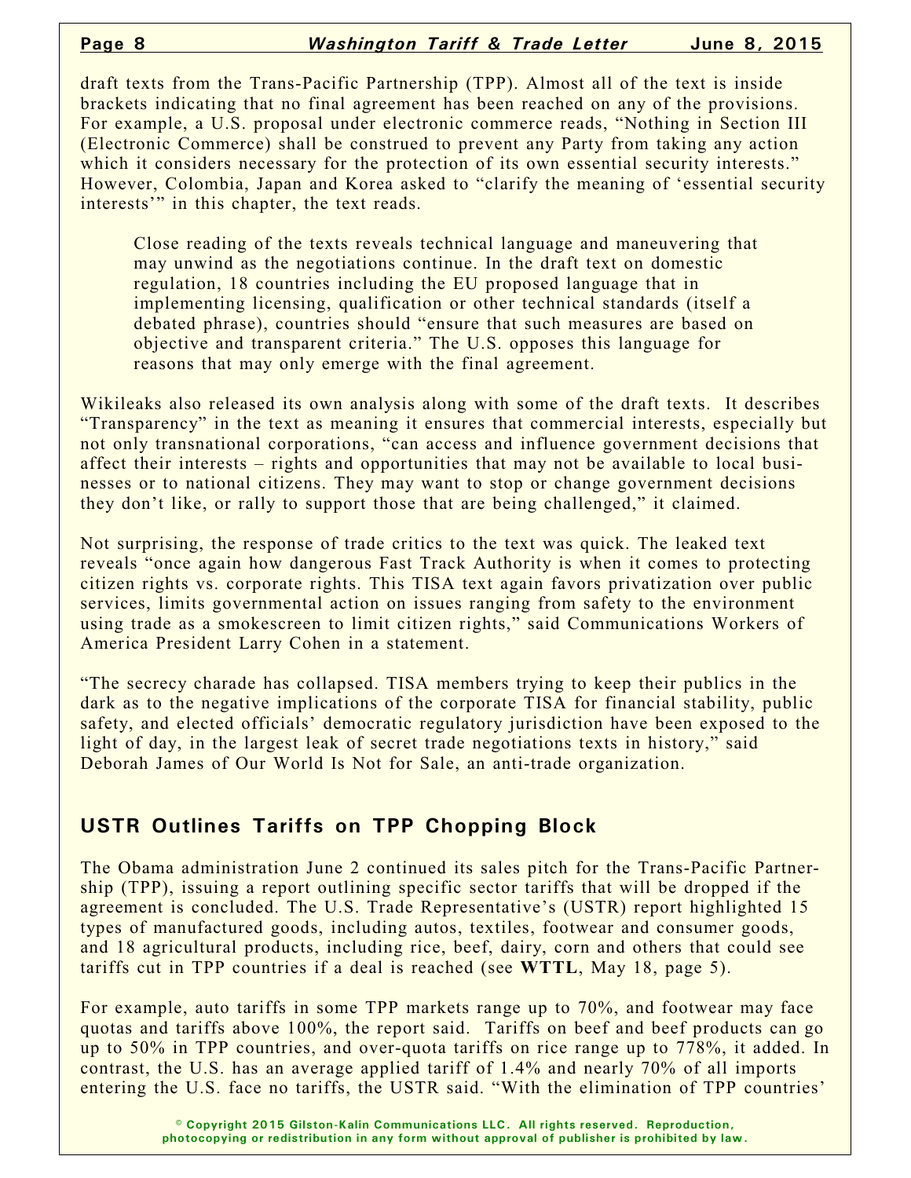draft texts from the Trans-Pacific Partnership (TPP). Almost all of the text is inside brackets indicating that no final agreement has been reached on any of the provisions. For example, a U.S. proposal under electronic commerce reads, "Nothing in Section III (Electronic Commerce) shall be construed to prevent any Party from taking any action which it considers necessary for the protection of its own essential security interests." However, Colombia, Japan and Korea asked to "clarify the meaning of 'essential security interests'" in this chapter, the text reads.

> Close reading of the texts reveals technical language and maneuvering that may unwind as the negotiations continue. In the draft text on domestic regulation, 18 countries including the EU proposed language that in implementing licensing, qualification or other technical standards (itself a debated phrase), countries should "ensure that such measures are based on objective and transparent criteria." The U.S. opposes this language for reasons that may only emerge with the final agreement.

Wikileaks also released its own analysis along with some of the draft texts. It describes "Transparency" in the text as meaning it ensures that commercial interests, especially but not only transnational corporations, "can access and influence government decisions that affect their interests – rights and opportunities that may not be available to local businesses or to national citizens. They may want to stop or change government decisions they don't like, or rally to support those that are being challenged," it claimed.

Not surprising, the response of trade critics to the text was quick. The leaked text reveals "once again how dangerous Fast Track Authority is when it comes to protecting citizen rights vs. corporate rights. This TISA text again favors privatization over public services, limits governmental action on issues ranging from safety to the environment using trade as a smokescreen to limit citizen rights," said Communications Workers of America President Larry Cohen in a statement.

"The secrecy charade has collapsed. TISA members trying to keep their publics in the dark as to the negative implications of the corporate TISA for financial stability, public safety, and elected officials' democratic regulatory jurisdiction have been exposed to the light of day, in the largest leak of secret trade negotiations texts in history," said Deborah James of Our World Is Not for Sale, an anti-trade organization.

## USTR Outlines Tariffs on TPP Chopping Block

The Obama administration June 2 continued its sales pitch for the Trans-Pacific Partnership (TPP), issuing a report outlining specific sector tariffs that will be dropped if the agreement is concluded. The U.S. Trade Representative's (USTR) report highlighted 15 types of manufactured goods, including autos, textiles, footwear and consumer goods, and 18 agricultural products, including rice, beef, dairy, corn and others that could see tariffs cut in TPP countries if a deal is reached (see **WTTL**, May 18, page 5).

For example, auto tariffs in some TPP markets range up to 70%, and footwear may face quotas and tariffs above 100%, the report said. Tariffs on beef and beef products can go up to 50% in TPP countries, and over-quota tariffs on rice range up to 778%, it added. In contrast, the U.S. has an average applied tariff of 1.4% and nearly 70% of all imports entering the U.S. face no tariffs, the USTR said. "With the elimination of TPP countries'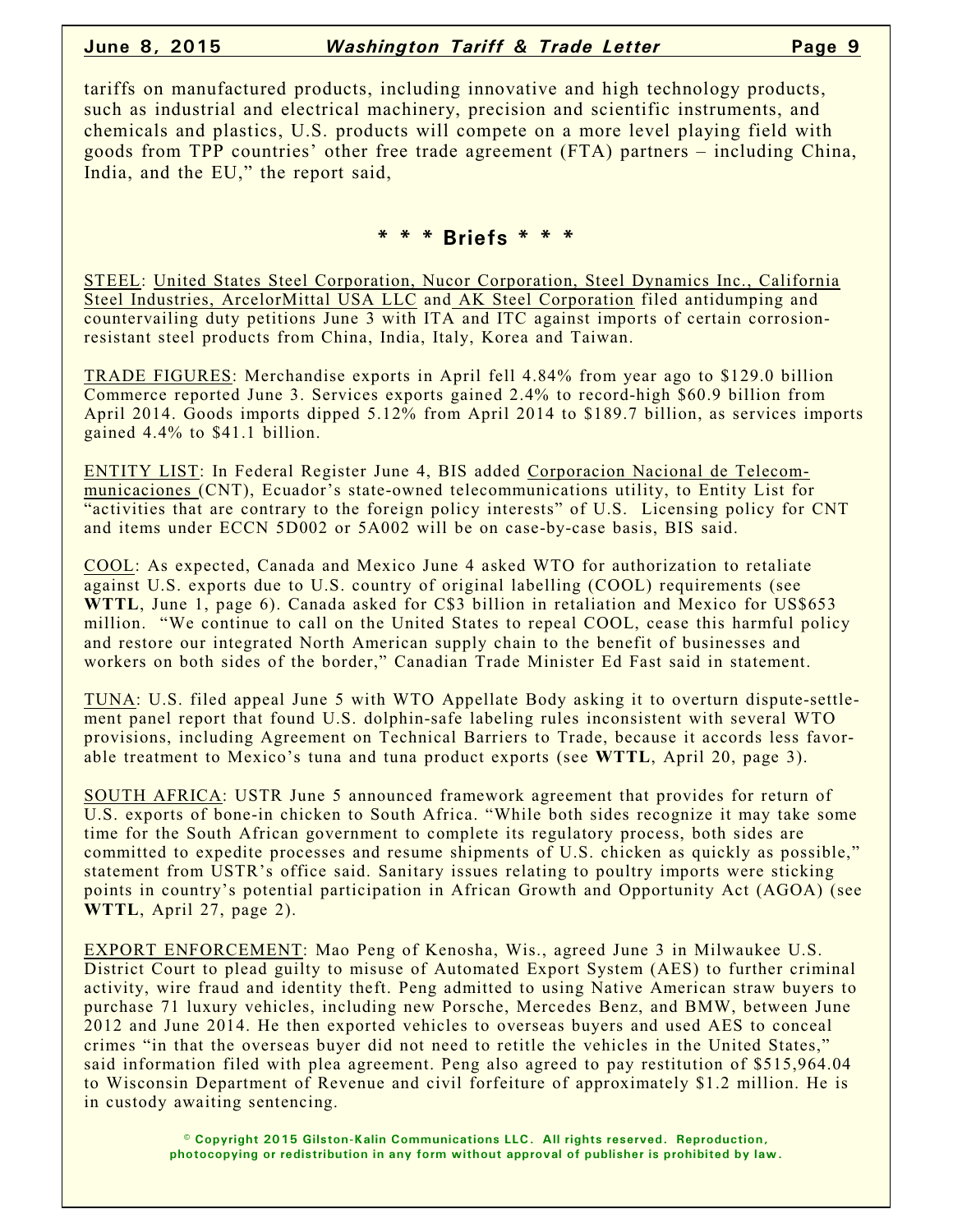tariffs on manufactured products, including innovative and high technology products, such as industrial and electrical machinery, precision and scientific instruments, and chemicals and plastics, U.S. products will compete on a more level playing field with goods from TPP countries' other free trade agreement (FTA) partners – including China, India, and the EU," the report said,

## * * * Briefs * * *

STEEL: United States Steel Corporation, Nucor Corporation, Steel Dynamics Inc., California Steel Industries, ArcelorMittal USA LLC and AK Steel Corporation filed antidumping and countervailing duty petitions June 3 with ITA and ITC against imports of certain corrosion-resistant steel products from China, India, Italy, Korea and Taiwan.

TRADE FIGURES: Merchandise exports in April fell 4.84% from year ago to $129.0 billion Commerce reported June 3. Services exports gained 2.4% to record-high $60.9 billion from April 2014. Goods imports dipped 5.12% from April 2014 to $189.7 billion, as services imports gained 4.4% to $41.1 billion.

ENTITY LIST: In Federal Register June 4, BIS added Corporacion Nacional de Telecommunicaciones (CNT), Ecuador's state-owned telecommunications utility, to Entity List for "activities that are contrary to the foreign policy interests" of U.S. Licensing policy for CNT and items under ECCN 5D002 or 5A002 will be on case-by-case basis, BIS said.

COOL: As expected, Canada and Mexico June 4 asked WTO for authorization to retaliate against U.S. exports due to U.S. country of original labelling (COOL) requirements (see **WTTL**, June 1, page 6). Canada asked for C$3 billion in retaliation and Mexico for US$653 million. "We continue to call on the United States to repeal COOL, cease this harmful policy and restore our integrated North American supply chain to the benefit of businesses and workers on both sides of the border," Canadian Trade Minister Ed Fast said in statement.

TUNA: U.S. filed appeal June 5 with WTO Appellate Body asking it to overturn dispute-settlement panel report that found U.S. dolphin-safe labeling rules inconsistent with several WTO provisions, including Agreement on Technical Barriers to Trade, because it accords less favorable treatment to Mexico's tuna and tuna product exports (see **WTTL**, April 20, page 3).

SOUTH AFRICA: USTR June 5 announced framework agreement that provides for return of U.S. exports of bone-in chicken to South Africa. "While both sides recognize it may take some time for the South African government to complete its regulatory process, both sides are committed to expedite processes and resume shipments of U.S. chicken as quickly as possible," statement from USTR's office said. Sanitary issues relating to poultry imports were sticking points in country's potential participation in African Growth and Opportunity Act (AGOA) (see **WTTL**, April 27, page 2).

EXPORT ENFORCEMENT: Mao Peng of Kenosha, Wis., agreed June 3 in Milwaukee U.S. District Court to plead guilty to misuse of Automated Export System (AES) to further criminal activity, wire fraud and identity theft. Peng admitted to using Native American straw buyers to purchase 71 luxury vehicles, including new Porsche, Mercedes Benz, and BMW, between June 2012 and June 2014. He then exported vehicles to overseas buyers and used AES to conceal crimes "in that the overseas buyer did not need to retitle the vehicles in the United States," said information filed with plea agreement. Peng also agreed to pay restitution of $515,964.04 to Wisconsin Department of Revenue and civil forfeiture of approximately $1.2 million. He is in custody awaiting sentencing.

© Copyright 2015 Gilston-Kalin Communications LLC. All rights reserved. Reproduction, photocopying or redistribution in any form without approval of publisher is prohibited by law.